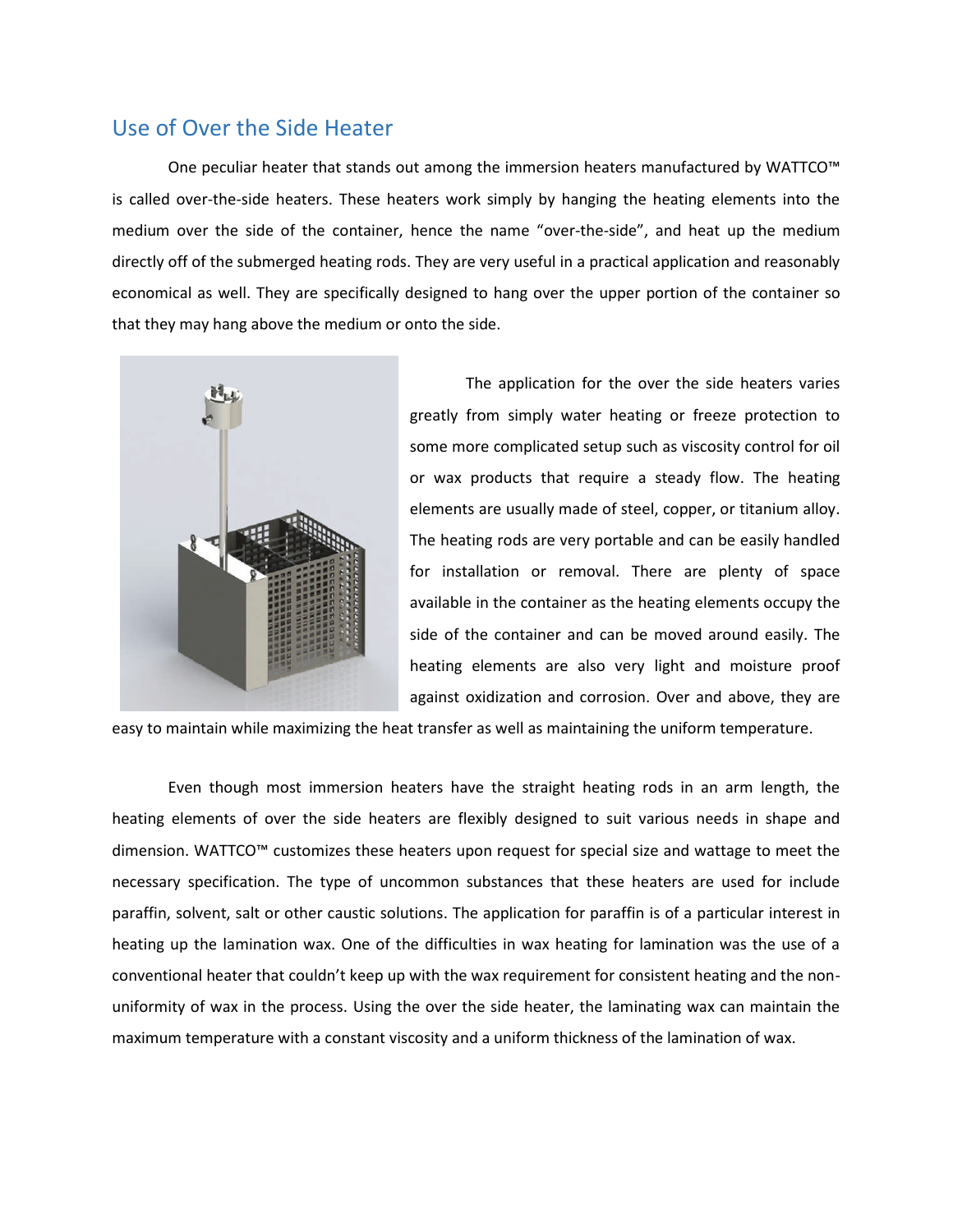## Use of Over the Side Heater

One peculiar heater that stands out among the immersion heaters manufactured by WATTCO™ is called over-the-side heaters. These heaters work simply by hanging the heating elements into the medium over the side of the container, hence the name "over-the-side", and heat up the medium directly off of the submerged heating rods. They are very useful in a practical application and reasonably economical as well. They are specifically designed to hang over the upper portion of the container so that they may hang above the medium or onto the side.

The application for the over the side heaters varies greatly from simply water heating or freeze protection to some more complicated setup such as viscosity control for oil or wax products that require a steady flow. The heating elements are usually made of steel, copper, or titanium alloy. The heating rods are very portable and can be easily handled for installation or removal. There are plenty of space available in the container as the heating elements occupy the side of the container and can be moved around easily. The heating elements are also very light and moisture proof against oxidization and corrosion. Over and above, they are easy to maintain while maximizing the heat transfer as well as maintaining the uniform temperature.

Even though most immersion heaters have the straight heating rods in an arm length, the heating elements of over the side heaters are flexibly designed to suit various needs in shape and dimension. WATTCO™ customizes these heaters upon request for special size and wattage to meet the necessary specification. The type of uncommon substances that these heaters are used for include paraffin, solvent, salt or other caustic solutions. The application for paraffin is of a particular interest in heating up the lamination wax. One of the difficulties in wax heating for lamination was the use of a conventional heater that couldn't keep up with the wax requirement for consistent heating and the non-uniformity of wax in the process. Using the over the side heater, the laminating wax can maintain the maximum temperature with a constant viscosity and a uniform thickness of the lamination of wax.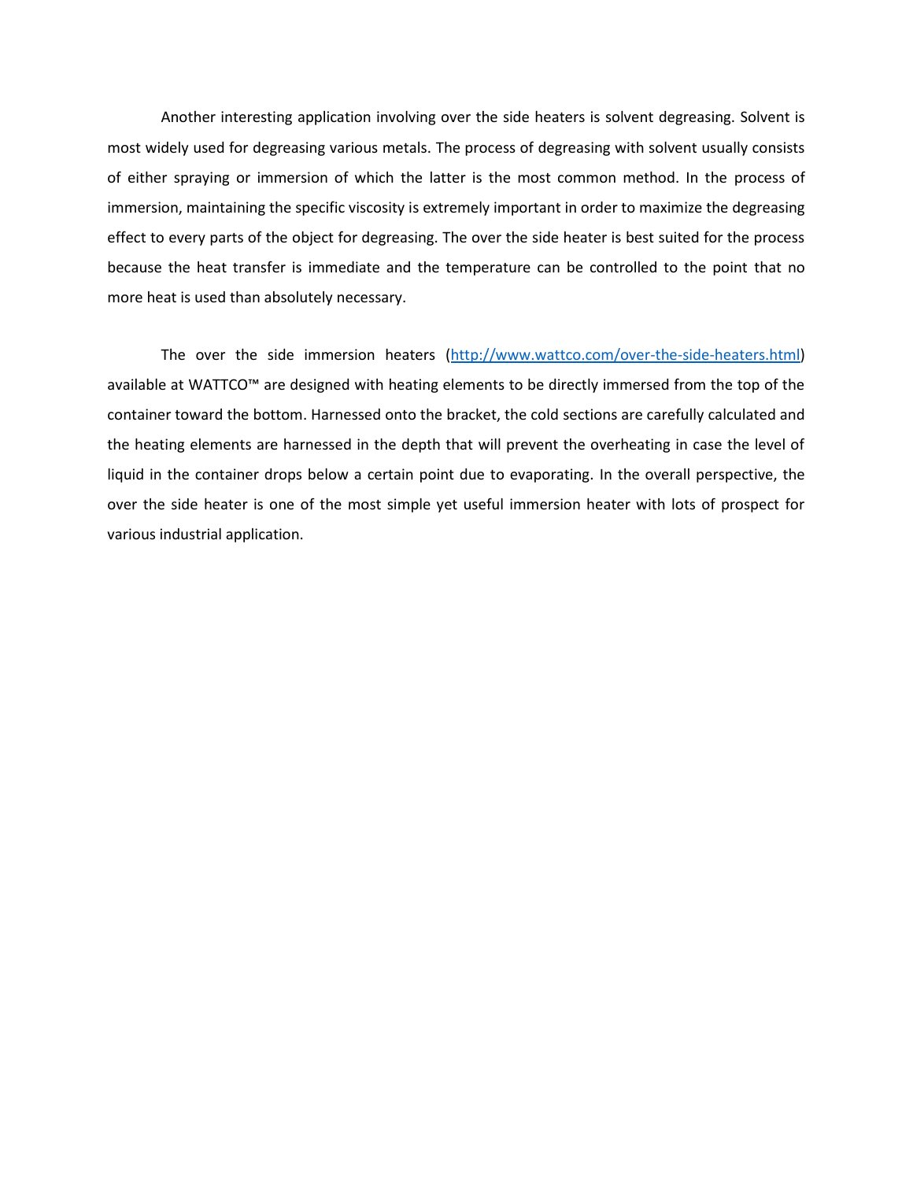Another interesting application involving over the side heaters is solvent degreasing. Solvent is most widely used for degreasing various metals. The process of degreasing with solvent usually consists of either spraying or immersion of which the latter is the most common method. In the process of immersion, maintaining the specific viscosity is extremely important in order to maximize the degreasing effect to every parts of the object for degreasing. The over the side heater is best suited for the process because the heat transfer is immediate and the temperature can be controlled to the point that no more heat is used than absolutely necessary.

The over the side immersion heaters ([http://www.wattco.com/over-the-side-heaters.html](http://www.wattco.com/over-the-side-heaters.html)) available at WATTCO™ are designed with heating elements to be directly immersed from the top of the container toward the bottom. Harnessed onto the bracket, the cold sections are carefully calculated and the heating elements are harnessed in the depth that will prevent the overheating in case the level of liquid in the container drops below a certain point due to evaporating. In the overall perspective, the over the side heater is one of the most simple yet useful immersion heater with lots of prospect for various industrial application.